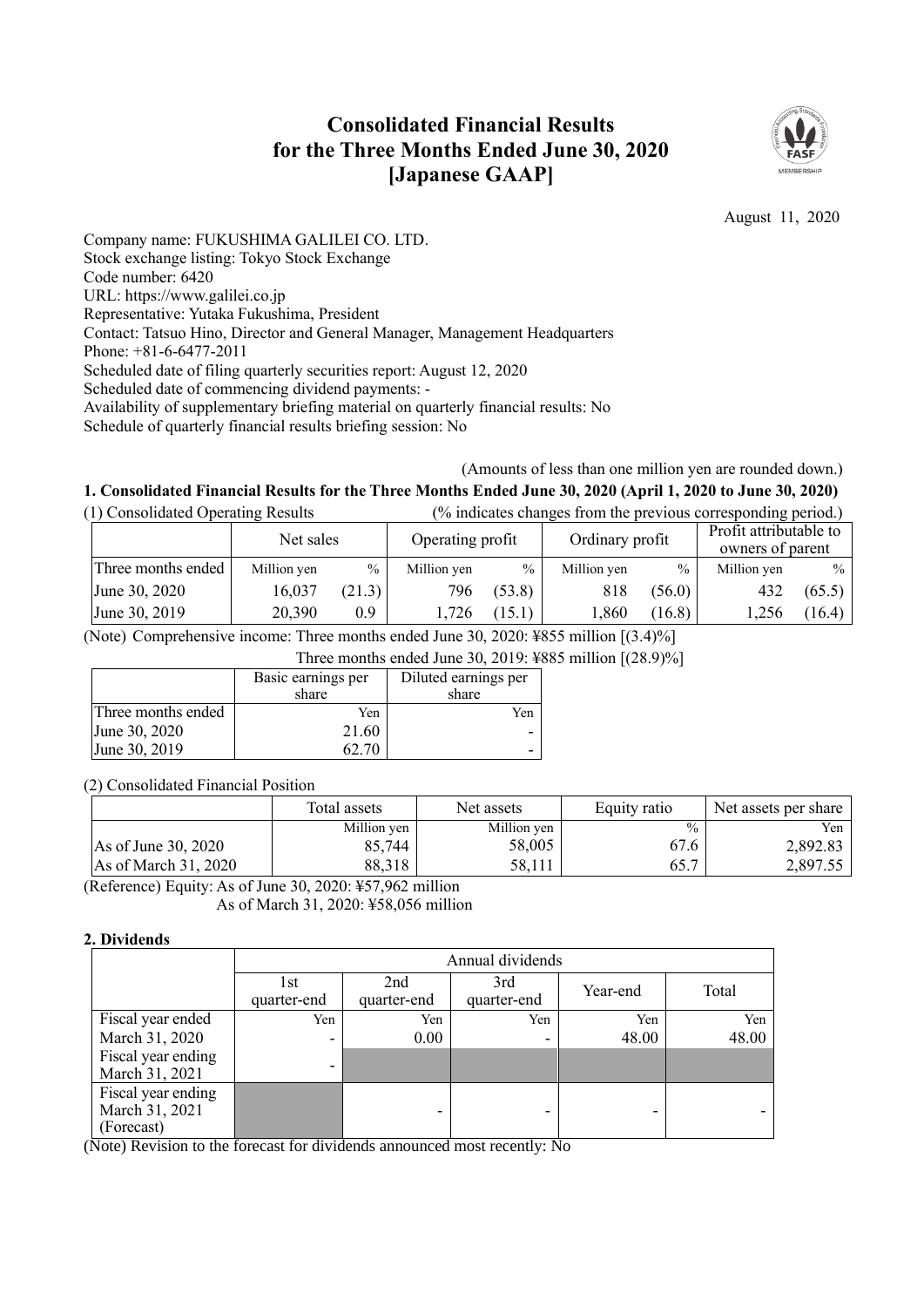# Consolidated Financial Results for the Three Months Ended June 30, 2020 [Japanese GAAP]

August 11, 2020

Company name: FUKUSHIMA GALILEI CO. LTD.
Stock exchange listing: Tokyo Stock Exchange
Code number: 6420
URL: https://www.galilei.co.jp
Representative: Yutaka Fukushima, President
Contact: Tatsuo Hino, Director and General Manager, Management Headquarters
Phone: +81-6-6477-2011
Scheduled date of filing quarterly securities report: August 12, 2020
Scheduled date of commencing dividend payments: -
Availability of supplementary briefing material on quarterly financial results: No
Schedule of quarterly financial results briefing session: No

(Amounts of less than one million yen are rounded down.)

## 1. Consolidated Financial Results for the Three Months Ended June 30, 2020 (April 1, 2020 to June 30, 2020)

(1) Consolidated Operating Results (% indicates changes from the previous corresponding period.)

| | Net sales | | Operating profit | | Ordinary profit | | Profit attributable to owners of parent | |
|---|---|---|---|---|---|---|---|---|
| Three months ended | Million yen | % | Million yen | % | Million yen | % | Million yen | % |
| June 30, 2020 | 16,037 | (21.3) | 796 | (53.8) | 818 | (56.0) | 432 | (65.5) |
| June 30, 2019 | 20,390 | 0.9 | 1,726 | (15.1) | 1,860 | (16.8) | 1,256 | (16.4) |

(Note) Comprehensive income: Three months ended June 30, 2020: ¥855 million [(3.4)%]
Three months ended June 30, 2019: ¥885 million [(28.9)%]

| | Basic earnings per share | Diluted earnings per share |
|---|---|---|
| Three months ended | Yen | Yen |
| June 30, 2020 | 21.60 | - |
| June 30, 2019 | 62.70 | - |

(2) Consolidated Financial Position

| | Total assets | Net assets | Equity ratio | Net assets per share |
|---|---|---|---|---|
| | Million yen | Million yen | % | Yen |
| As of June 30, 2020 | 85,744 | 58,005 | 67.6 | 2,892.83 |
| As of March 31, 2020 | 88,318 | 58,111 | 65.7 | 2,897.55 |

(Reference) Equity: As of June 30, 2020: ¥57,962 million
As of March 31, 2020: ¥58,056 million

## 2. Dividends

| | Annual dividends | | | | |
|---|---|---|---|---|---|
| | 1st quarter-end | 2nd quarter-end | 3rd quarter-end | Year-end | Total |
| | Yen | Yen | Yen | Yen | Yen |
| Fiscal year ended March 31, 2020 | - | 0.00 | - | 48.00 | 48.00 |
| Fiscal year ending March 31, 2021 | - | | | | |
| Fiscal year ending March 31, 2021 (Forecast) | | - | - | - | - |

(Note) Revision to the forecast for dividends announced most recently: No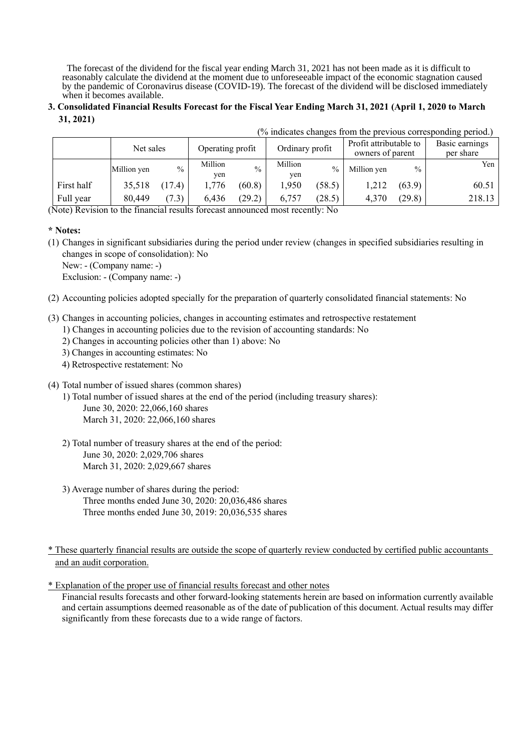The forecast of the dividend for the fiscal year ending March 31, 2021 has not been made as it is difficult to reasonably calculate the dividend at the moment due to unforeseeable impact of the economic stagnation caused by the pandemic of Coronavirus disease (COVID-19). The forecast of the dividend will be disclosed immediately when it becomes available.

**3. Consolidated Financial Results Forecast for the Fiscal Year Ending March 31, 2021 (April 1, 2020 to March 31, 2021)**

(% indicates changes from the previous corresponding period.)

| | Net sales | | Operating profit | | Ordinary profit | | Profit attributable to owners of parent | | Basic earnings per share |
|---|---|---|---|---|---|---|---|---|---|
| | Million yen | % | Million yen | % | Million yen | % | Million yen | % | Yen |
| First half | 35,518 | (17.4) | 1,776 | (60.8) | 1,950 | (58.5) | 1,212 | (63.9) | 60.51 |
| Full year | 80,449 | (7.3) | 6,436 | (29.2) | 6,757 | (28.5) | 4,370 | (29.8) | 218.13 |

(Note) Revision to the financial results forecast announced most recently: No

**\* Notes:**

(1) Changes in significant subsidiaries during the period under review (changes in specified subsidiaries resulting in changes in scope of consolidation): No
New: - (Company name: -)
Exclusion: - (Company name: -)

(2) Accounting policies adopted specially for the preparation of quarterly consolidated financial statements: No

(3) Changes in accounting policies, changes in accounting estimates and retrospective restatement
1) Changes in accounting policies due to the revision of accounting standards: No
2) Changes in accounting policies other than 1) above: No
3) Changes in accounting estimates: No
4) Retrospective restatement: No

(4) Total number of issued shares (common shares)
1) Total number of issued shares at the end of the period (including treasury shares):
June 30, 2020: 22,066,160 shares
March 31, 2020: 22,066,160 shares

2) Total number of treasury shares at the end of the period:
June 30, 2020: 2,029,706 shares
March 31, 2020: 2,029,667 shares

3) Average number of shares during the period:
Three months ended June 30, 2020: 20,036,486 shares
Three months ended June 30, 2019: 20,036,535 shares

\* These quarterly financial results are outside the scope of quarterly review conducted by certified public accountants and an audit corporation.

\* Explanation of the proper use of financial results forecast and other notes
Financial results forecasts and other forward-looking statements herein are based on information currently available and certain assumptions deemed reasonable as of the date of publication of this document. Actual results may differ significantly from these forecasts due to a wide range of factors.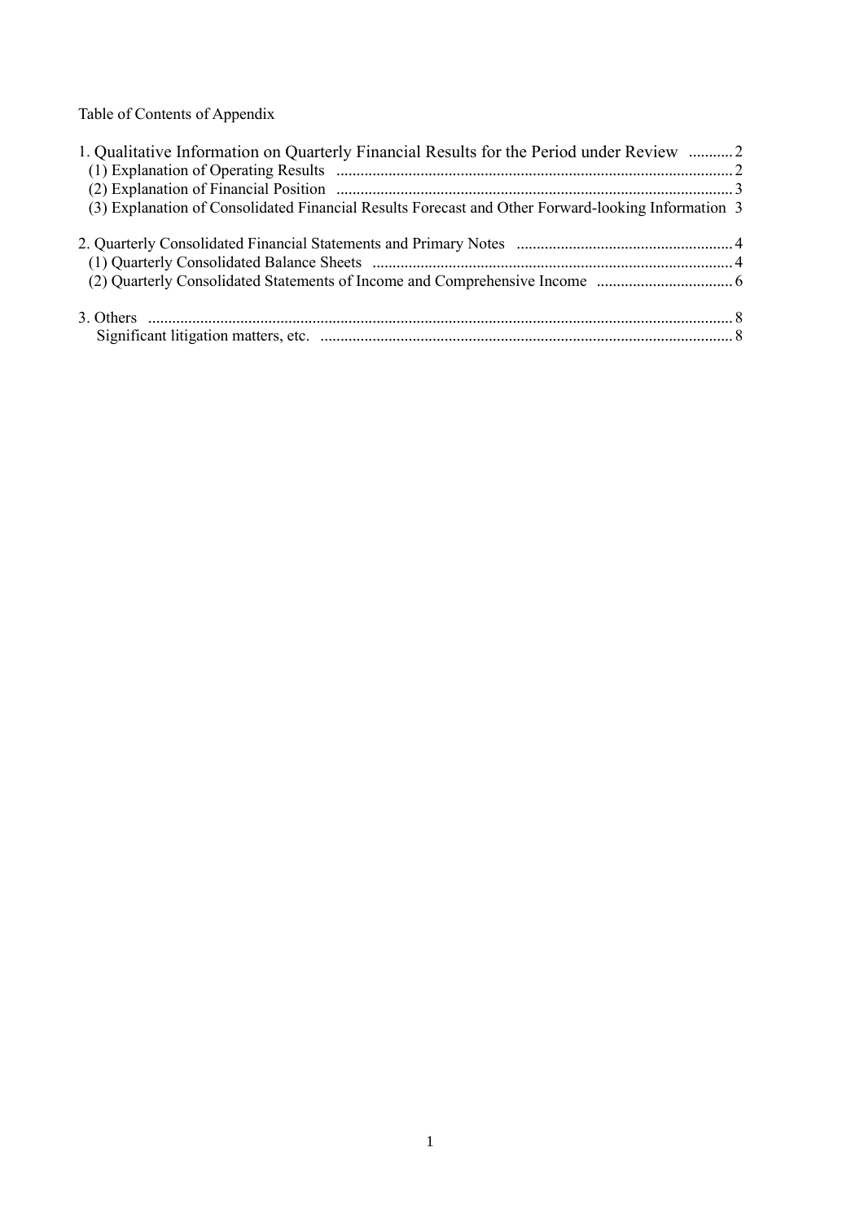Table of Contents of Appendix

1. Qualitative Information on Quarterly Financial Results for the Period under Review ........... 2
   (1) Explanation of Operating Results ........... 2
   (2) Explanation of Financial Position ........... 3
   (3) Explanation of Consolidated Financial Results Forecast and Other Forward-looking Information 3

2. Quarterly Consolidated Financial Statements and Primary Notes ........... 4
   (1) Quarterly Consolidated Balance Sheets ........... 4
   (2) Quarterly Consolidated Statements of Income and Comprehensive Income ........... 6

3. Others ........... 8
   Significant litigation matters, etc. ........... 8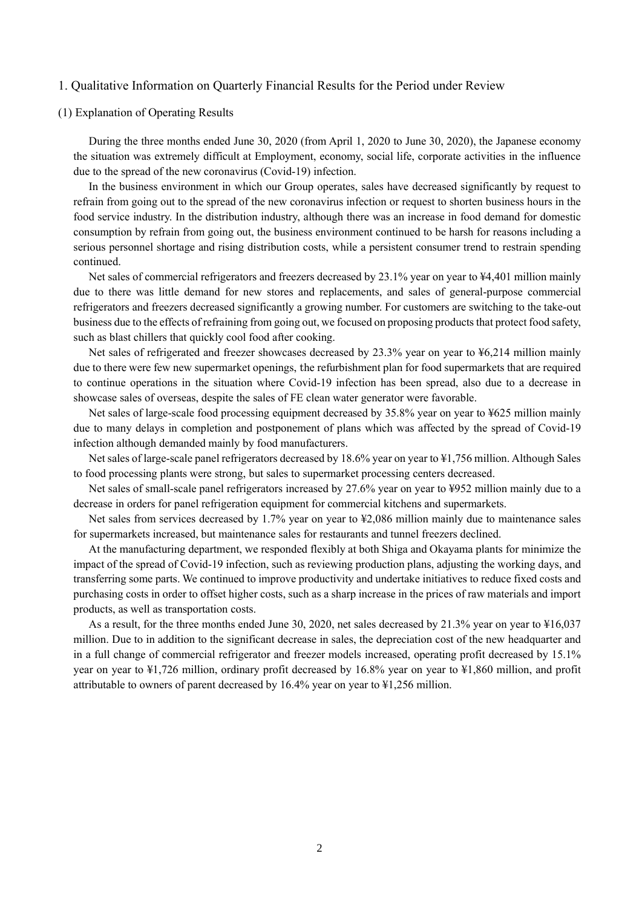# 1. Qualitative Information on Quarterly Financial Results for the Period under Review

## (1) Explanation of Operating Results

During the three months ended June 30, 2020 (from April 1, 2020 to June 30, 2020), the Japanese economy the situation was extremely difficult at Employment, economy, social life, corporate activities in the influence due to the spread of the new coronavirus (Covid-19) infection.

In the business environment in which our Group operates, sales have decreased significantly by request to refrain from going out to the spread of the new coronavirus infection or request to shorten business hours in the food service industry. In the distribution industry, although there was an increase in food demand for domestic consumption by refrain from going out, the business environment continued to be harsh for reasons including a serious personnel shortage and rising distribution costs, while a persistent consumer trend to restrain spending continued.

Net sales of commercial refrigerators and freezers decreased by 23.1% year on year to ¥4,401 million mainly due to there was little demand for new stores and replacements, and sales of general-purpose commercial refrigerators and freezers decreased significantly a growing number. For customers are switching to the take-out business due to the effects of refraining from going out, we focused on proposing products that protect food safety, such as blast chillers that quickly cool food after cooking.

Net sales of refrigerated and freezer showcases decreased by 23.3% year on year to ¥6,214 million mainly due to there were few new supermarket openings, the refurbishment plan for food supermarkets that are required to continue operations in the situation where Covid-19 infection has been spread, also due to a decrease in showcase sales of overseas, despite the sales of FE clean water generator were favorable.

Net sales of large-scale food processing equipment decreased by 35.8% year on year to ¥625 million mainly due to many delays in completion and postponement of plans which was affected by the spread of Covid-19 infection although demanded mainly by food manufacturers.

Net sales of large-scale panel refrigerators decreased by 18.6% year on year to ¥1,756 million. Although Sales to food processing plants were strong, but sales to supermarket processing centers decreased.

Net sales of small-scale panel refrigerators increased by 27.6% year on year to ¥952 million mainly due to a decrease in orders for panel refrigeration equipment for commercial kitchens and supermarkets.

Net sales from services decreased by 1.7% year on year to ¥2,086 million mainly due to maintenance sales for supermarkets increased, but maintenance sales for restaurants and tunnel freezers declined.

At the manufacturing department, we responded flexibly at both Shiga and Okayama plants for minimize the impact of the spread of Covid-19 infection, such as reviewing production plans, adjusting the working days, and transferring some parts. We continued to improve productivity and undertake initiatives to reduce fixed costs and purchasing costs in order to offset higher costs, such as a sharp increase in the prices of raw materials and import products, as well as transportation costs.

As a result, for the three months ended June 30, 2020, net sales decreased by 21.3% year on year to ¥16,037 million. Due to in addition to the significant decrease in sales, the depreciation cost of the new headquarter and in a full change of commercial refrigerator and freezer models increased, operating profit decreased by 15.1% year on year to ¥1,726 million, ordinary profit decreased by 16.8% year on year to ¥1,860 million, and profit attributable to owners of parent decreased by 16.4% year on year to ¥1,256 million.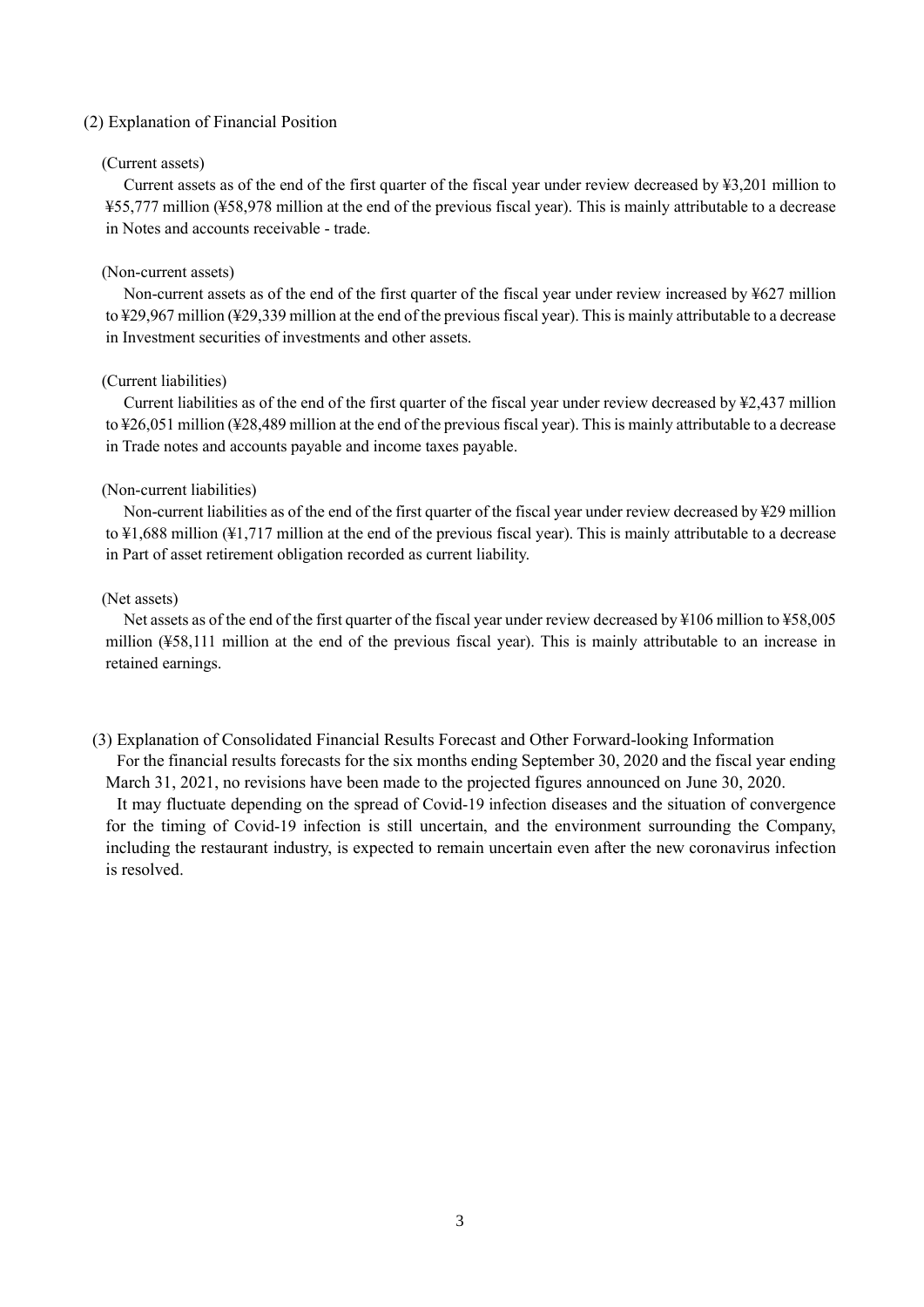## (2) Explanation of Financial Position

(Current assets)

Current assets as of the end of the first quarter of the fiscal year under review decreased by ¥3,201 million to ¥55,777 million (¥58,978 million at the end of the previous fiscal year). This is mainly attributable to a decrease in Notes and accounts receivable - trade.

(Non-current assets)

Non-current assets as of the end of the first quarter of the fiscal year under review increased by ¥627 million to ¥29,967 million (¥29,339 million at the end of the previous fiscal year). This is mainly attributable to a decrease in Investment securities of investments and other assets.

(Current liabilities)

Current liabilities as of the end of the first quarter of the fiscal year under review decreased by ¥2,437 million to ¥26,051 million (¥28,489 million at the end of the previous fiscal year). This is mainly attributable to a decrease in Trade notes and accounts payable and income taxes payable.

(Non-current liabilities)

Non-current liabilities as of the end of the first quarter of the fiscal year under review decreased by ¥29 million to ¥1,688 million (¥1,717 million at the end of the previous fiscal year). This is mainly attributable to a decrease in Part of asset retirement obligation recorded as current liability.

(Net assets)

Net assets as of the end of the first quarter of the fiscal year under review decreased by ¥106 million to ¥58,005 million (¥58,111 million at the end of the previous fiscal year). This is mainly attributable to an increase in retained earnings.

## (3) Explanation of Consolidated Financial Results Forecast and Other Forward-looking Information

For the financial results forecasts for the six months ending September 30, 2020 and the fiscal year ending March 31, 2021, no revisions have been made to the projected figures announced on June 30, 2020.

It may fluctuate depending on the spread of Covid-19 infection diseases and the situation of convergence for the timing of Covid-19 infection is still uncertain, and the environment surrounding the Company, including the restaurant industry, is expected to remain uncertain even after the new coronavirus infection is resolved.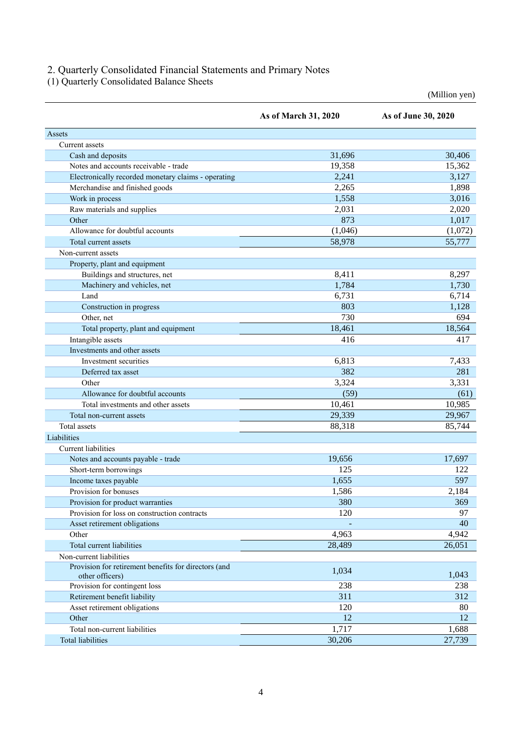## 2. Quarterly Consolidated Financial Statements and Primary Notes

### (1) Quarterly Consolidated Balance Sheets

(Million yen)

| | As of March 31, 2020 | As of June 30, 2020 |
|---|---|---|
| Assets | | |
| Current assets | | |
| Cash and deposits | 31,696 | 30,406 |
| Notes and accounts receivable - trade | 19,358 | 15,362 |
| Electronically recorded monetary claims - operating | 2,241 | 3,127 |
| Merchandise and finished goods | 2,265 | 1,898 |
| Work in process | 1,558 | 3,016 |
| Raw materials and supplies | 2,031 | 2,020 |
| Other | 873 | 1,017 |
| Allowance for doubtful accounts | (1,046) | (1,072) |
| Total current assets | 58,978 | 55,777 |
| Non-current assets | | |
| Property, plant and equipment | | |
| Buildings and structures, net | 8,411 | 8,297 |
| Machinery and vehicles, net | 1,784 | 1,730 |
| Land | 6,731 | 6,714 |
| Construction in progress | 803 | 1,128 |
| Other, net | 730 | 694 |
| Total property, plant and equipment | 18,461 | 18,564 |
| Intangible assets | 416 | 417 |
| Investments and other assets | | |
| Investment securities | 6,813 | 7,433 |
| Deferred tax asset | 382 | 281 |
| Other | 3,324 | 3,331 |
| Allowance for doubtful accounts | (59) | (61) |
| Total investments and other assets | 10,461 | 10,985 |
| Total non-current assets | 29,339 | 29,967 |
| Total assets | 88,318 | 85,744 |
| Liabilities | | |
| Current liabilities | | |
| Notes and accounts payable - trade | 19,656 | 17,697 |
| Short-term borrowings | 125 | 122 |
| Income taxes payable | 1,655 | 597 |
| Provision for bonuses | 1,586 | 2,184 |
| Provision for product warranties | 380 | 369 |
| Provision for loss on construction contracts | 120 | 97 |
| Asset retirement obligations | - | 40 |
| Other | 4,963 | 4,942 |
| Total current liabilities | 28,489 | 26,051 |
| Non-current liabilities | | |
| Provision for retirement benefits for directors (and other officers) | 1,034 | 1,043 |
| Provision for contingent loss | 238 | 238 |
| Retirement benefit liability | 311 | 312 |
| Asset retirement obligations | 120 | 80 |
| Other | 12 | 12 |
| Total non-current liabilities | 1,717 | 1,688 |
| Total liabilities | 30,206 | 27,739 |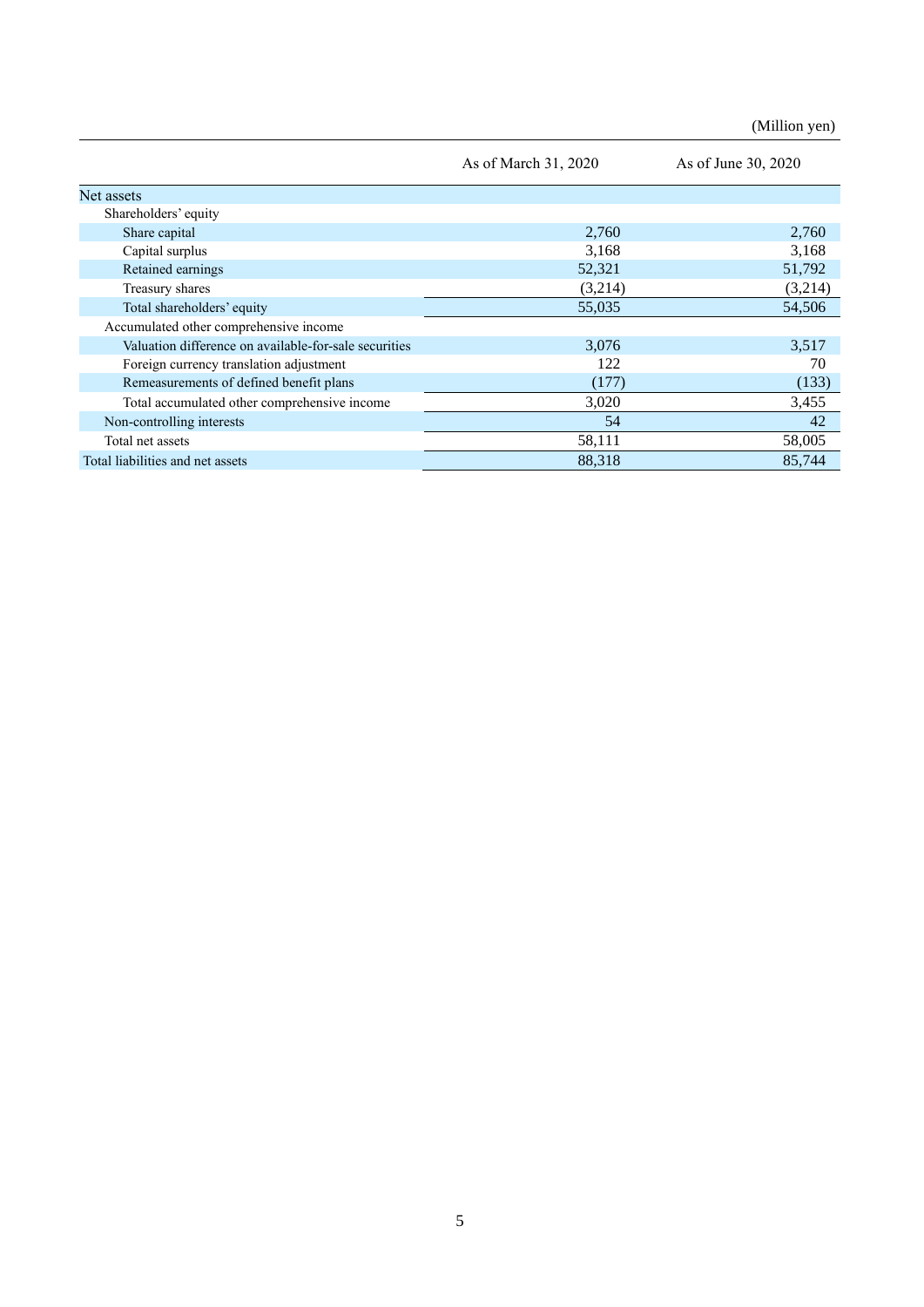(Million yen)

| | As of March 31, 2020 | As of June 30, 2020 |
|---|---|---|
| Net assets | | |
| Shareholders' equity | | |
| Share capital | 2,760 | 2,760 |
| Capital surplus | 3,168 | 3,168 |
| Retained earnings | 52,321 | 51,792 |
| Treasury shares | (3,214) | (3,214) |
| Total shareholders' equity | 55,035 | 54,506 |
| Accumulated other comprehensive income | | |
| Valuation difference on available-for-sale securities | 3,076 | 3,517 |
| Foreign currency translation adjustment | 122 | 70 |
| Remeasurements of defined benefit plans | (177) | (133) |
| Total accumulated other comprehensive income | 3,020 | 3,455 |
| Non-controlling interests | 54 | 42 |
| Total net assets | 58,111 | 58,005 |
| Total liabilities and net assets | 88,318 | 85,744 |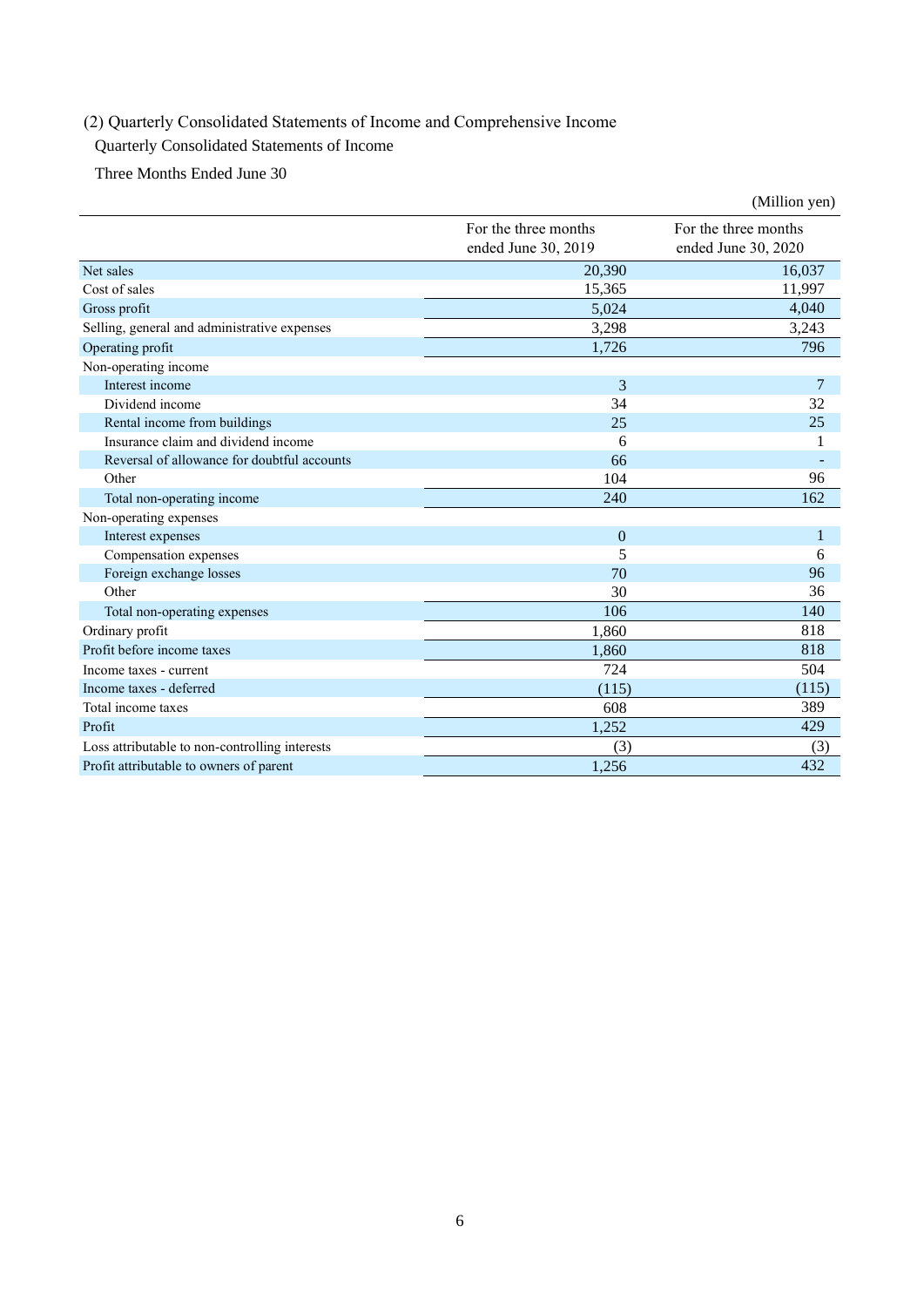(2) Quarterly Consolidated Statements of Income and Comprehensive Income

Quarterly Consolidated Statements of Income

Three Months Ended June 30

(Million yen)

| | For the three months ended June 30, 2019 | For the three months ended June 30, 2020 |
|---|---|---|
| Net sales | 20,390 | 16,037 |
| Cost of sales | 15,365 | 11,997 |
| Gross profit | 5,024 | 4,040 |
| Selling, general and administrative expenses | 3,298 | 3,243 |
| Operating profit | 1,726 | 796 |
| Non-operating income | | |
| Interest income | 3 | 7 |
| Dividend income | 34 | 32 |
| Rental income from buildings | 25 | 25 |
| Insurance claim and dividend income | 6 | 1 |
| Reversal of allowance for doubtful accounts | 66 | - |
| Other | 104 | 96 |
| Total non-operating income | 240 | 162 |
| Non-operating expenses | | |
| Interest expenses | 0 | 1 |
| Compensation expenses | 5 | 6 |
| Foreign exchange losses | 70 | 96 |
| Other | 30 | 36 |
| Total non-operating expenses | 106 | 140 |
| Ordinary profit | 1,860 | 818 |
| Profit before income taxes | 1,860 | 818 |
| Income taxes - current | 724 | 504 |
| Income taxes - deferred | (115) | (115) |
| Total income taxes | 608 | 389 |
| Profit | 1,252 | 429 |
| Loss attributable to non-controlling interests | (3) | (3) |
| Profit attributable to owners of parent | 1,256 | 432 |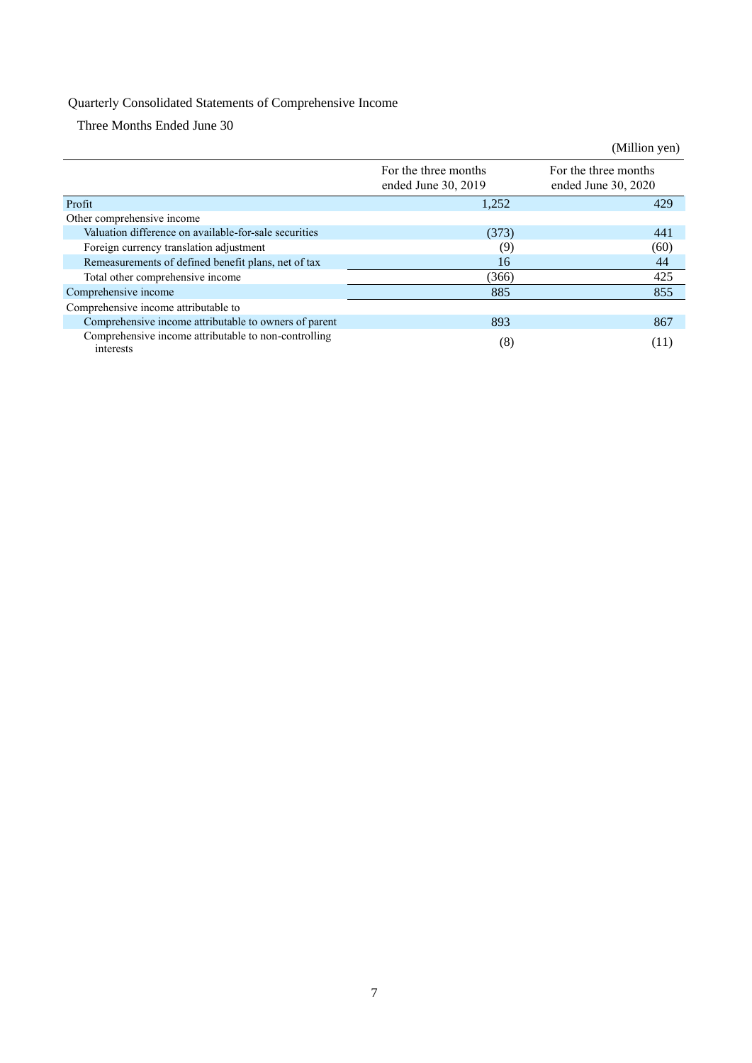Quarterly Consolidated Statements of Comprehensive Income

Three Months Ended June 30

(Million yen)

| | For the three months ended June 30, 2019 | For the three months ended June 30, 2020 |
|---|---|---|
| Profit | 1,252 | 429 |
| Other comprehensive income | | |
| Valuation difference on available-for-sale securities | (373) | 441 |
| Foreign currency translation adjustment | (9) | (60) |
| Remeasurements of defined benefit plans, net of tax | 16 | 44 |
| Total other comprehensive income | (366) | 425 |
| Comprehensive income | 885 | 855 |
| Comprehensive income attributable to | | |
| Comprehensive income attributable to owners of parent | 893 | 867 |
| Comprehensive income attributable to non-controlling interests | (8) | (11) |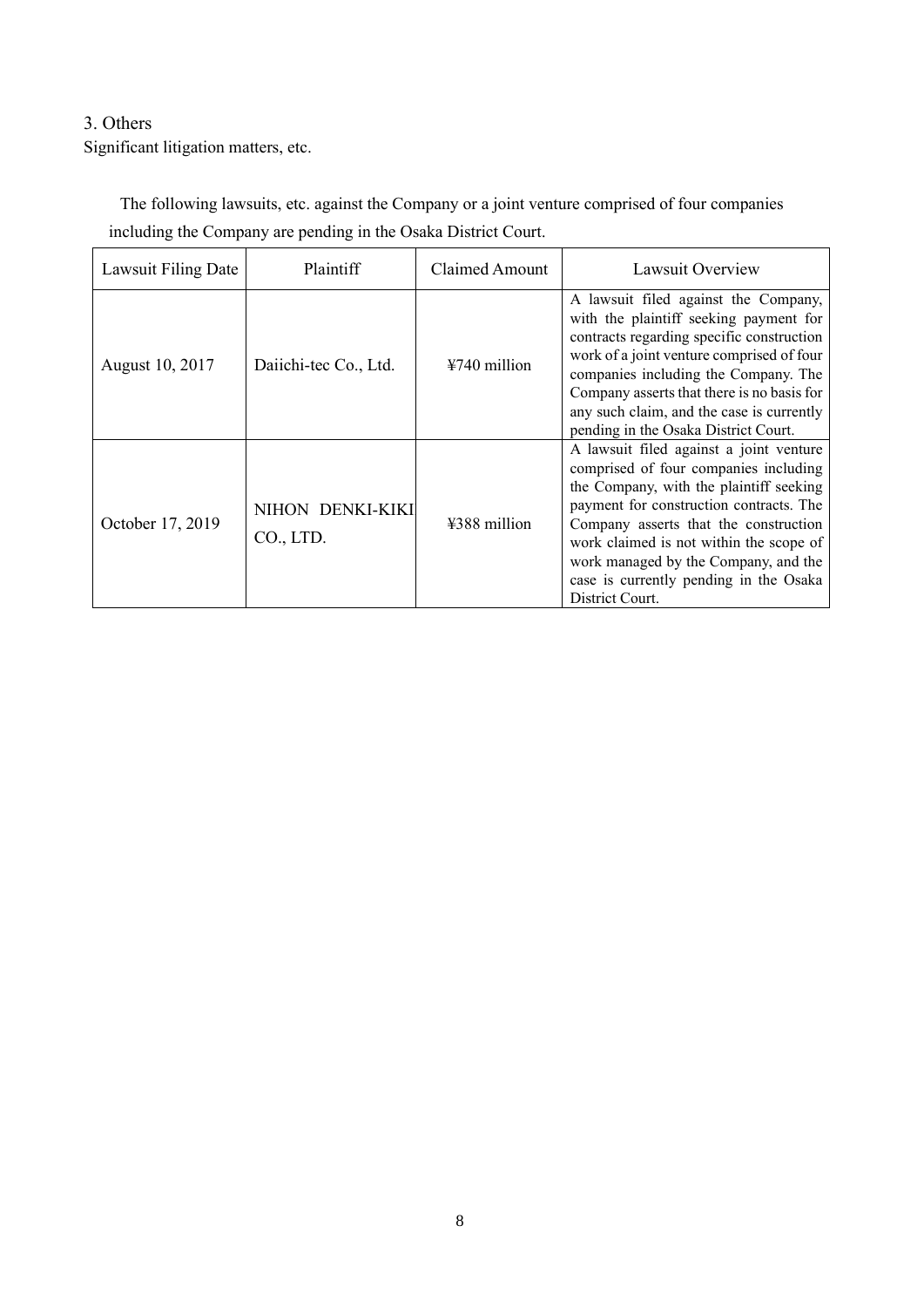## 3. Others

Significant litigation matters, etc.

The following lawsuits, etc. against the Company or a joint venture comprised of four companies including the Company are pending in the Osaka District Court.

| Lawsuit Filing Date | Plaintiff | Claimed Amount | Lawsuit Overview |
|---|---|---|---|
| August 10, 2017 | Daiichi-tec Co., Ltd. | ¥740 million | A lawsuit filed against the Company, with the plaintiff seeking payment for contracts regarding specific construction work of a joint venture comprised of four companies including the Company. The Company asserts that there is no basis for any such claim, and the case is currently pending in the Osaka District Court. |
| October 17, 2019 | NIHON DENKI-KIKI CO., LTD. | ¥388 million | A lawsuit filed against a joint venture comprised of four companies including the Company, with the plaintiff seeking payment for construction contracts. The Company asserts that the construction work claimed is not within the scope of work managed by the Company, and the case is currently pending in the Osaka District Court. |